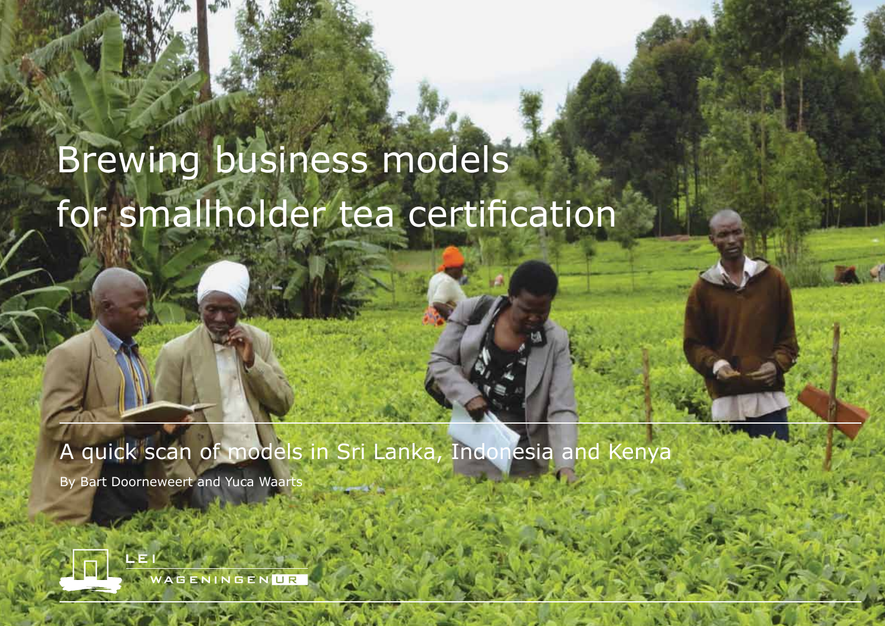# Brewing business models for smallholder tea certification

## A quick scan of models in Sri Lanka, Indonesia and Kenya

By Bart Doorneweert and Yuca Waarts

LEI

WAGENINGEN UR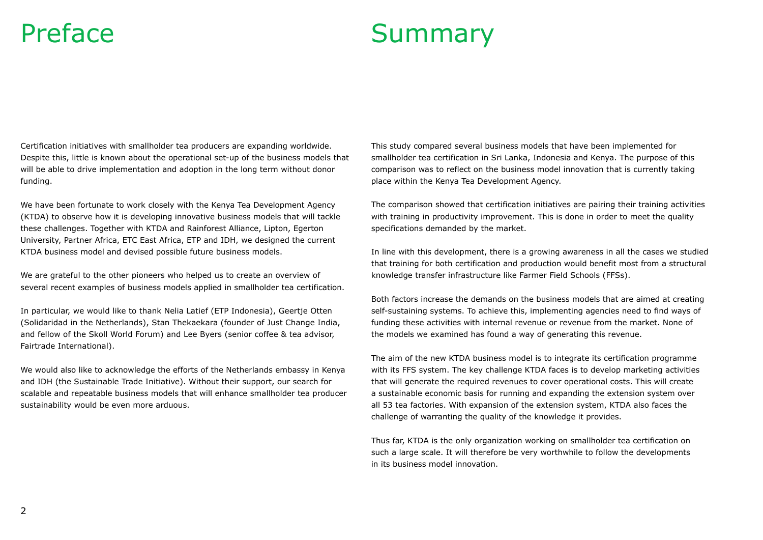# Preface

Certification initiatives with smallholder tea producers are expanding worldwide. Despite this, little is known about the operational set-up of the business models that will be able to drive implementation and adoption in the long term without donor funding.

We have been fortunate to work closely with the Kenya Tea Development Agency (KTDA) to observe how it is developing innovative business models that will tackle these challenges. Together with KTDA and Rainforest Alliance, Lipton, Egerton University, Partner Africa, ETC East Africa, ETP and IDH, we designed the current KTDA business model and devised possible future business models.

We are grateful to the other pioneers who helped us to create an overview of several recent examples of business models applied in smallholder tea certification.

In particular, we would like to thank Nelia Latief (ETP Indonesia), Geertje Otten (Solidaridad in the Netherlands), Stan Thekaekara (founder of Just Change India, and fellow of the Skoll World Forum) and Lee Byers (senior coffee & tea advisor, Fairtrade International).

We would also like to acknowledge the efforts of the Netherlands embassy in Kenya and IDH (the Sustainable Trade Initiative). Without their support, our search for scalable and repeatable business models that will enhance smallholder tea producer sustainability would be even more arduous.

# Summary

This study compared several business models that have been implemented for smallholder tea certification in Sri Lanka, Indonesia and Kenya. The purpose of this comparison was to reflect on the business model innovation that is currently taking place within the Kenya Tea Development Agency.

The comparison showed that certification initiatives are pairing their training activities with training in productivity improvement. This is done in order to meet the quality specifications demanded by the market.

In line with this development, there is a growing awareness in all the cases we studied that training for both certification and production would benefit most from a structural knowledge transfer infrastructure like Farmer Field Schools (FFSs).

Both factors increase the demands on the business models that are aimed at creating self-sustaining systems. To achieve this, implementing agencies need to find ways of funding these activities with internal revenue or revenue from the market. None of the models we examined has found a way of generating this revenue.

The aim of the new KTDA business model is to integrate its certification programme with its FFS system. The key challenge KTDA faces is to develop marketing activities that will generate the required revenues to cover operational costs. This will create a sustainable economic basis for running and expanding the extension system over all 53 tea factories. With expansion of the extension system, KTDA also faces the challenge of warranting the quality of the knowledge it provides.

Thus far, KTDA is the only organization working on smallholder tea certification on such a large scale. It will therefore be very worthwhile to follow the developments in its business model innovation.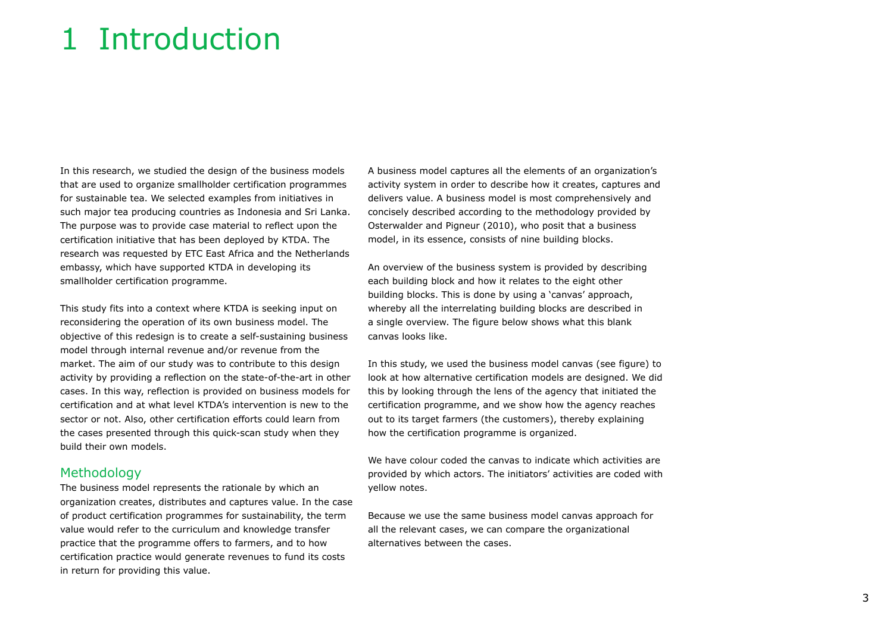# 1 Introduction

In this research, we studied the design of the business models that are used to organize smallholder certification programmes for sustainable tea. We selected examples from initiatives in such major tea producing countries as Indonesia and Sri Lanka. The purpose was to provide case material to reflect upon the certification initiative that has been deployed by KTDA. The research was requested by ETC East Africa and the Netherlands embassy, which have supported KTDA in developing its smallholder certification programme.

This study fits into a context where KTDA is seeking input on reconsidering the operation of its own business model. The objective of this redesign is to create a self-sustaining business model through internal revenue and/or revenue from the market. The aim of our study was to contribute to this design activity by providing a reflection on the state-of-the-art in other cases. In this way, reflection is provided on business models for certification and at what level KTDA's intervention is new to the sector or not. Also, other certification efforts could learn from the cases presented through this quick-scan study when they build their own models.

## Methodology

The business model represents the rationale by which an organization creates, distributes and captures value. In the case of product certification programmes for sustainability, the term value would refer to the curriculum and knowledge transfer practice that the programme offers to farmers, and to how certification practice would generate revenues to fund its costs in return for providing this value.

A business model captures all the elements of an organization's activity system in order to describe how it creates, captures and delivers value. A business model is most comprehensively and concisely described according to the methodology provided by Osterwalder and Pigneur (2010), who posit that a business model, in its essence, consists of nine building blocks.

An overview of the business system is provided by describing each building block and how it relates to the eight other building blocks. This is done by using a 'canvas' approach, whereby all the interrelating building blocks are described in a single overview. The figure below shows what this blank canvas looks like.

In this study, we used the business model canvas (see figure) to look at how alternative certification models are designed. We did this by looking through the lens of the agency that initiated the certification programme, and we show how the agency reaches out to its target farmers (the customers), thereby explaining how the certification programme is organized.

We have colour coded the canvas to indicate which activities are provided by which actors. The initiators' activities are coded with yellow notes.

Because we use the same business model canvas approach for all the relevant cases, we can compare the organizational alternatives between the cases.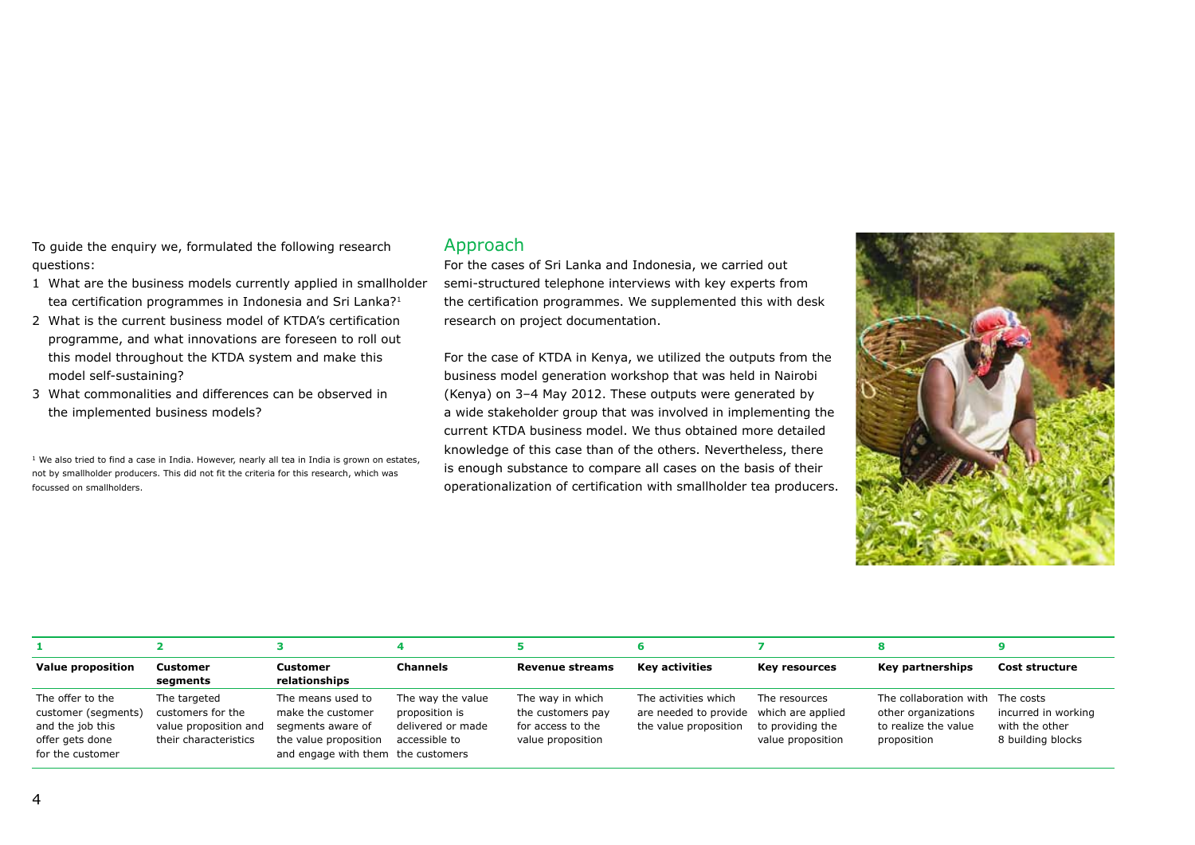To guide the enquiry we, formulated the following research questions:

1. What are the business models currently applied in smallholder tea certification programmes in Indonesia and Sri Lanka?[1]
2. What is the current business model of KTDA's certification programme, and what innovations are foreseen to roll out this model throughout the KTDA system and make this model self-sustaining?
3. What commonalities and differences can be observed in the implemented business models?

[1] We also tried to find a case in India. However, nearly all tea in India is grown on estates, not by smallholder producers. This did not fit the criteria for this research, which was focussed on smallholders.

## Approach

For the cases of Sri Lanka and Indonesia, we carried out semi-structured telephone interviews with key experts from the certification programmes. We supplemented this with desk research on project documentation.

For the case of KTDA in Kenya, we utilized the outputs from the business model generation workshop that was held in Nairobi (Kenya) on 3–4 May 2012. These outputs were generated by a wide stakeholder group that was involved in implementing the current KTDA business model. We thus obtained more detailed knowledge of this case than of the others. Nevertheless, there is enough substance to compare all cases on the basis of their operationalization of certification with smallholder tea producers.

| 1 | 2 | 3 | 4 | 5 | 6 | 7 | 8 | 9 |
|---|---|---|---|---|---|---|---|---|
| **Value proposition** | **Customer segments** | **Customer relationships** | **Channels** | **Revenue streams** | **Key activities** | **Key resources** | **Key partnerships** | **Cost structure** |
| The offer to the customer (segments) and the job this offer gets done for the customer | The targeted customers for the value proposition and their characteristics | The means used to make the customer segments aware of the value proposition and engage with them | The way the value proposition is delivered or made accessible to the customers | The way in which the customers pay for access to the value proposition | The activities which are needed to provide the value proposition | The resources which are applied to providing the value proposition | The collaboration with other organizations to realize the value proposition | The costs incurred in working with the other 8 building blocks |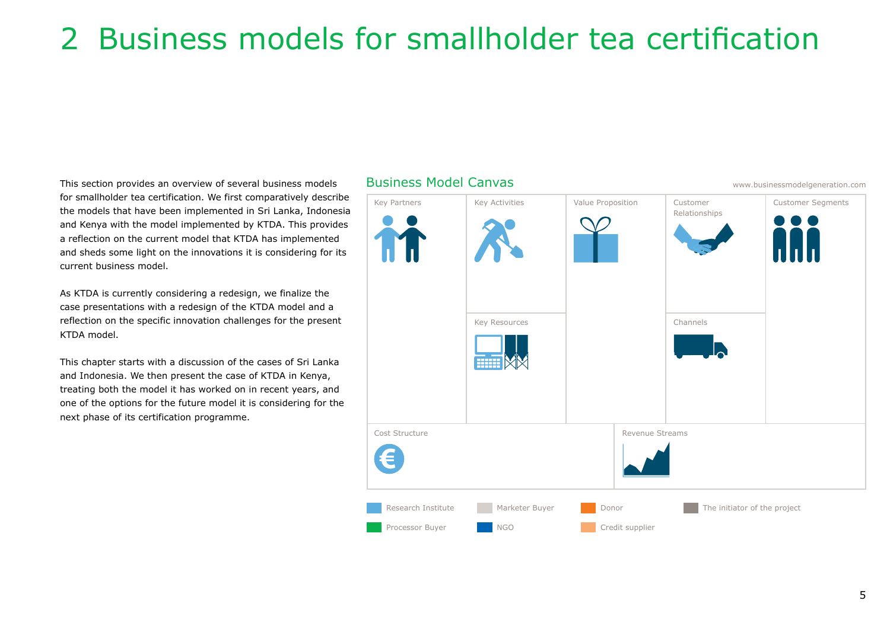# 2 Business models for smallholder tea certification

This section provides an overview of several business models for smallholder tea certification. We first comparatively describe the models that have been implemented in Sri Lanka, Indonesia and Kenya with the model implemented by KTDA. This provides a reflection on the current model that KTDA has implemented and sheds some light on the innovations it is considering for its current business model.

As KTDA is currently considering a redesign, we finalize the case presentations with a redesign of the KTDA model and a reflection on the specific innovation challenges for the present KTDA model.

This chapter starts with a discussion of the cases of Sri Lanka and Indonesia. We then present the case of KTDA in Kenya, treating both the model it has worked on in recent years, and one of the options for the future model it is considering for the next phase of its certification programme.

## Business Model Canvas

www.businessmodelgeneration.com

| Key Partners | Key Activities | Value Proposition | Customer Relationships | Customer Segments |
| --- | --- | --- | --- | --- |
| | Key Resources | | Channels | |
| Cost Structure | | | Revenue Streams | |

- Research Institute
- Processor Buyer
- Marketer Buyer
- NGO
- Donor
- Credit supplier
- The initiator of the project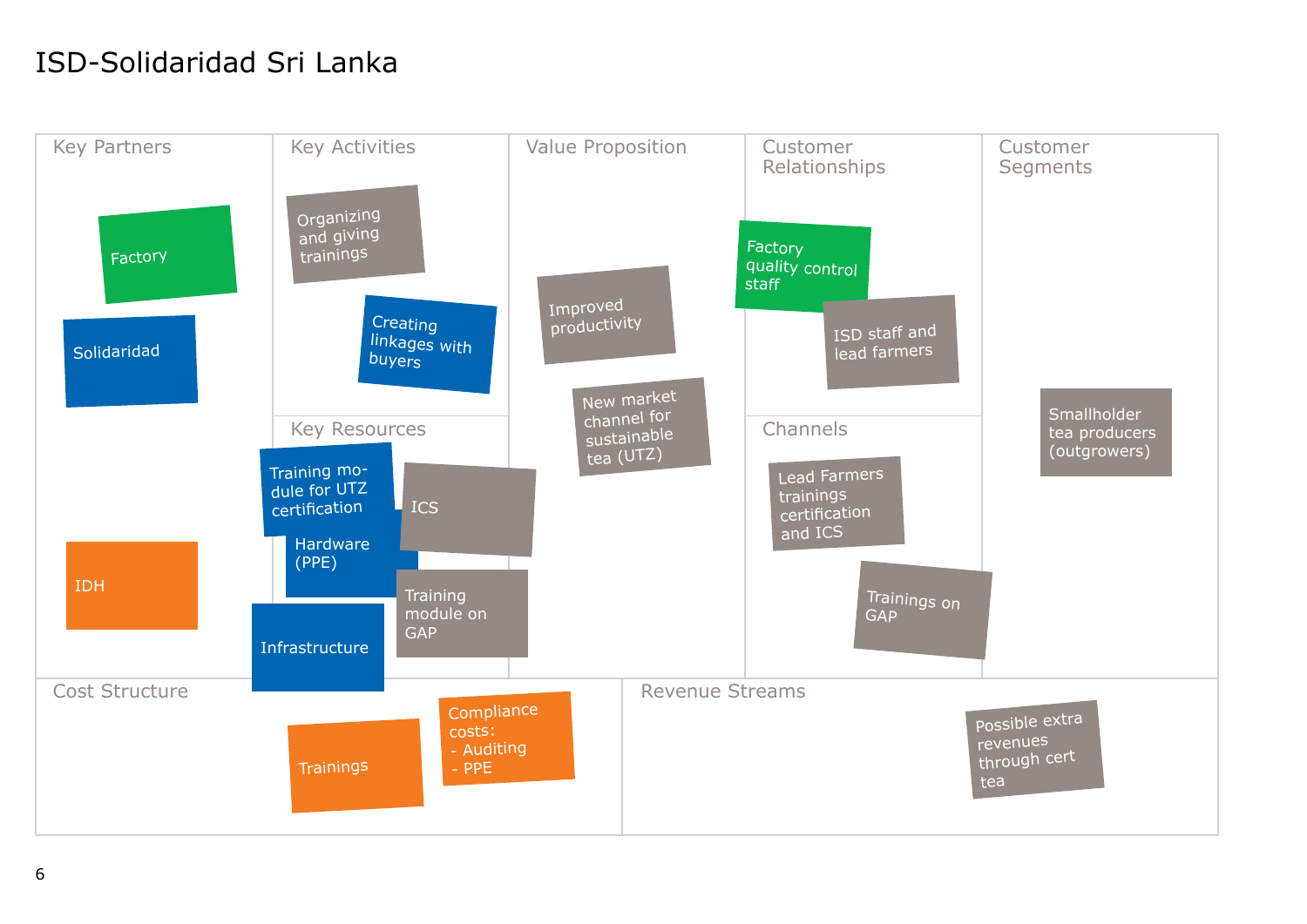# ISD-Solidaridad Sri Lanka

## Key Partners

- Factory
- Solidaridad
- IDH

## Key Activities

- Organizing and giving trainings
- Creating linkages with buyers

## Key Resources

- Training module for UTZ certification
- Hardware (PPE)
- ICS
- Training module on GAP
- Infrastructure

## Value Proposition

- Improved productivity
- New market channel for sustainable tea (UTZ)

## Customer Relationships

- Factory quality control staff
- ISD staff and lead farmers

## Channels

- Lead Farmers trainings certification and ICS
- Trainings on GAP

## Customer Segments

- Smallholder tea producers (outgrowers)

## Cost Structure

- Trainings
- Compliance costs:
  - Auditing
  - PPE

## Revenue Streams

- Possible extra revenues through cert tea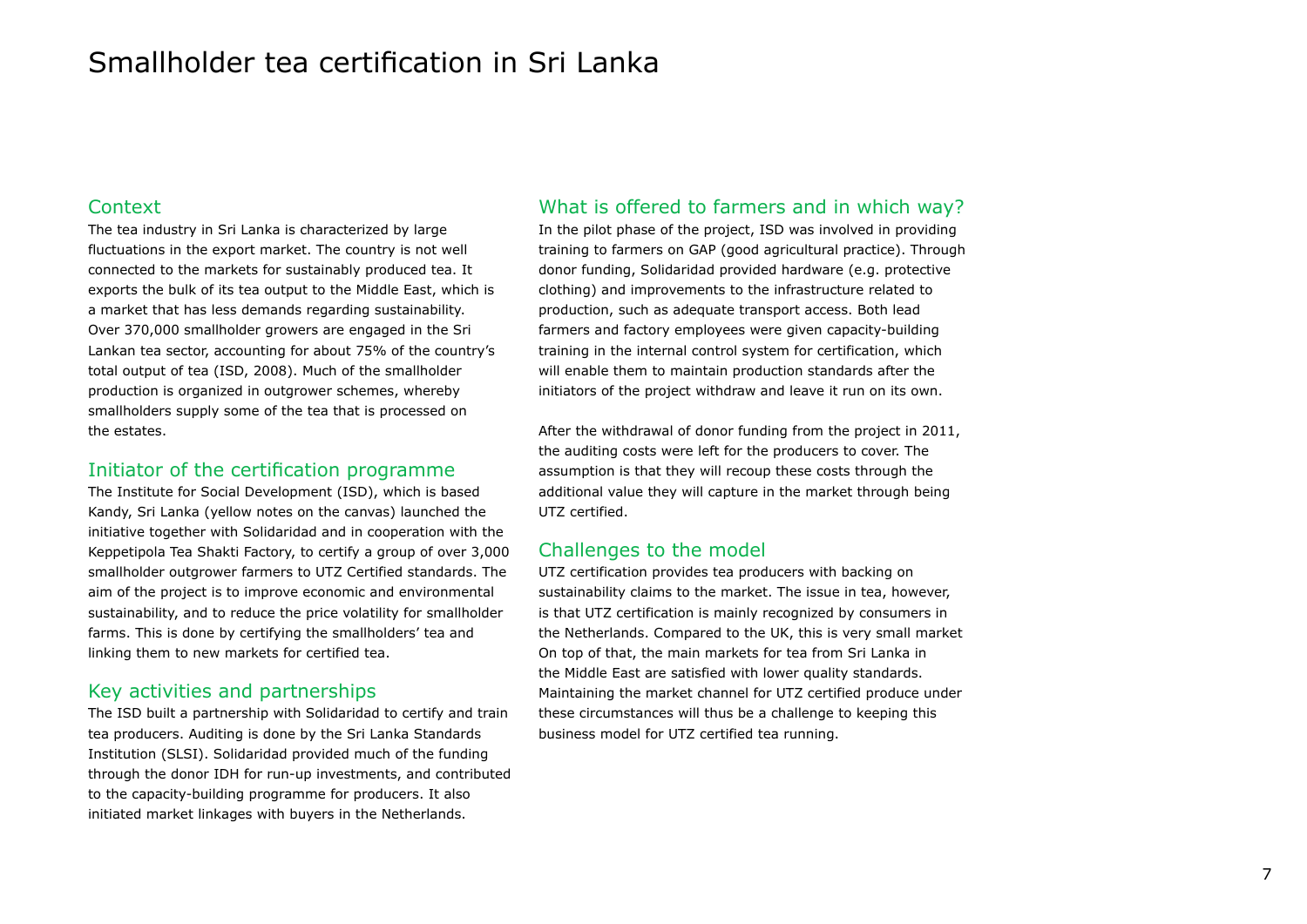# Smallholder tea certification in Sri Lanka

## Context

The tea industry in Sri Lanka is characterized by large fluctuations in the export market. The country is not well connected to the markets for sustainably produced tea. It exports the bulk of its tea output to the Middle East, which is a market that has less demands regarding sustainability. Over 370,000 smallholder growers are engaged in the Sri Lankan tea sector, accounting for about 75% of the country's total output of tea (ISD, 2008). Much of the smallholder production is organized in outgrower schemes, whereby smallholders supply some of the tea that is processed on the estates.

## Initiator of the certification programme

The Institute for Social Development (ISD), which is based Kandy, Sri Lanka (yellow notes on the canvas) launched the initiative together with Solidaridad and in cooperation with the Keppetipola Tea Shakti Factory, to certify a group of over 3,000 smallholder outgrower farmers to UTZ Certified standards. The aim of the project is to improve economic and environmental sustainability, and to reduce the price volatility for smallholder farms. This is done by certifying the smallholders' tea and linking them to new markets for certified tea.

## Key activities and partnerships

The ISD built a partnership with Solidaridad to certify and train tea producers. Auditing is done by the Sri Lanka Standards Institution (SLSI). Solidaridad provided much of the funding through the donor IDH for run-up investments, and contributed to the capacity-building programme for producers. It also initiated market linkages with buyers in the Netherlands.

## What is offered to farmers and in which way?

In the pilot phase of the project, ISD was involved in providing training to farmers on GAP (good agricultural practice). Through donor funding, Solidaridad provided hardware (e.g. protective clothing) and improvements to the infrastructure related to production, such as adequate transport access. Both lead farmers and factory employees were given capacity-building training in the internal control system for certification, which will enable them to maintain production standards after the initiators of the project withdraw and leave it run on its own.

After the withdrawal of donor funding from the project in 2011, the auditing costs were left for the producers to cover. The assumption is that they will recoup these costs through the additional value they will capture in the market through being UTZ certified.

## Challenges to the model

UTZ certification provides tea producers with backing on sustainability claims to the market. The issue in tea, however, is that UTZ certification is mainly recognized by consumers in the Netherlands. Compared to the UK, this is very small market On top of that, the main markets for tea from Sri Lanka in the Middle East are satisfied with lower quality standards. Maintaining the market channel for UTZ certified produce under these circumstances will thus be a challenge to keeping this business model for UTZ certified tea running.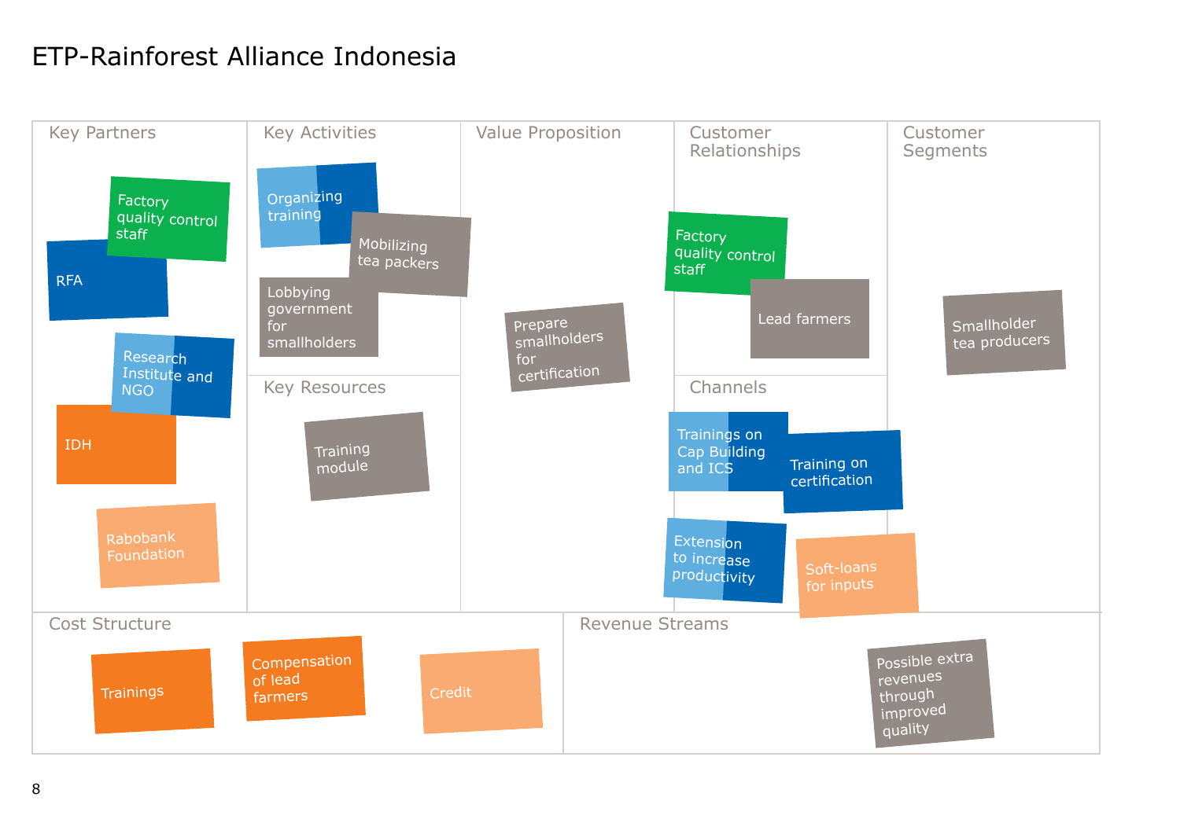# ETP-Rainforest Alliance Indonesia

## Key Partners

- Factory quality control staff
- RFA
- Research Institute and NGO
- IDH
- Rabobank Foundation

## Key Activities

- Organizing training
- Mobilizing tea packers
- Lobbying government for smallholders

## Key Resources

- Training module

## Value Proposition

- Prepare smallholders for certification

## Customer Relationships

- Factory quality control staff
- Lead farmers

## Channels

- Trainings on Cap Building and ICS
- Training on certification
- Extension to increase productivity
- Soft-loans for inputs

## Customer Segments

- Smallholder tea producers

## Cost Structure

- Trainings
- Compensation of lead farmers
- Credit

## Revenue Streams

- Possible extra revenues through improved quality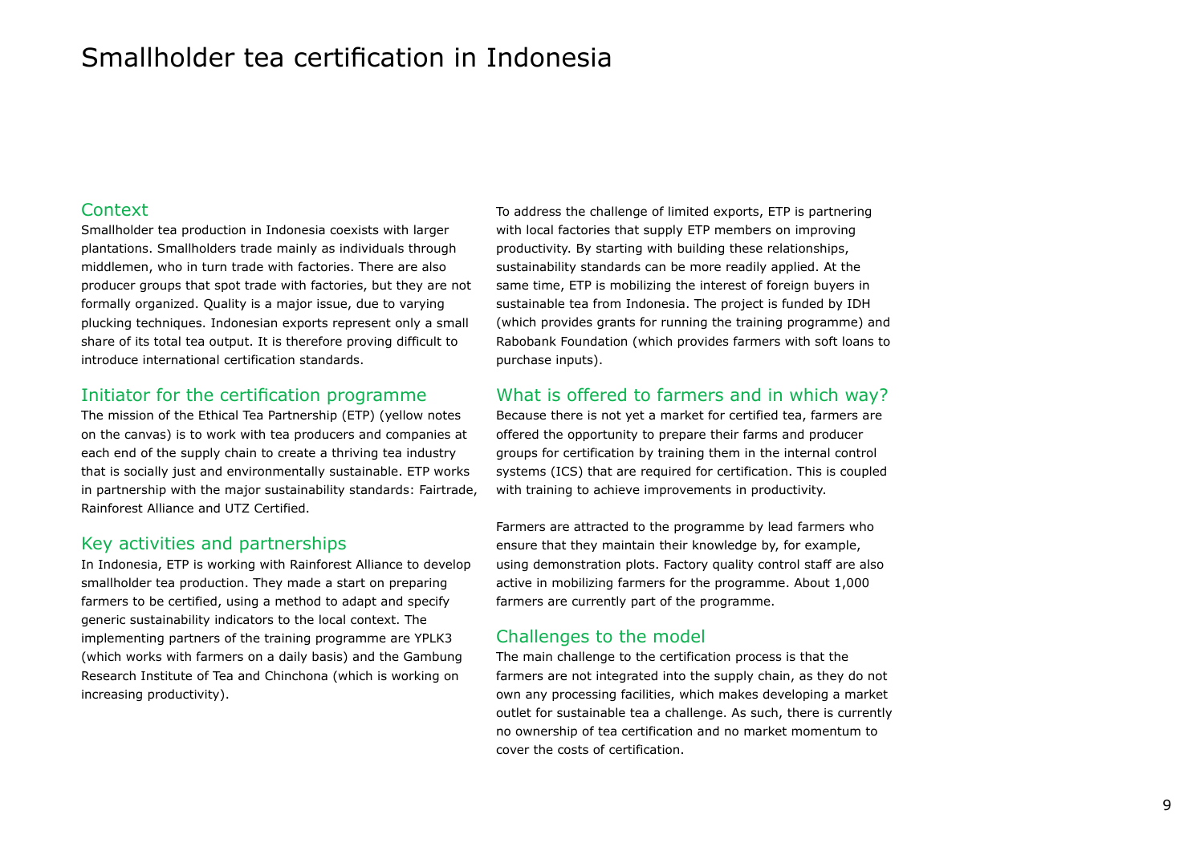# Smallholder tea certification in Indonesia

## Context

Smallholder tea production in Indonesia coexists with larger plantations. Smallholders trade mainly as individuals through middlemen, who in turn trade with factories. There are also producer groups that spot trade with factories, but they are not formally organized. Quality is a major issue, due to varying plucking techniques. Indonesian exports represent only a small share of its total tea output. It is therefore proving difficult to introduce international certification standards.

## Initiator for the certification programme

The mission of the Ethical Tea Partnership (ETP) (yellow notes on the canvas) is to work with tea producers and companies at each end of the supply chain to create a thriving tea industry that is socially just and environmentally sustainable. ETP works in partnership with the major sustainability standards: Fairtrade, Rainforest Alliance and UTZ Certified.

## Key activities and partnerships

In Indonesia, ETP is working with Rainforest Alliance to develop smallholder tea production. They made a start on preparing farmers to be certified, using a method to adapt and specify generic sustainability indicators to the local context. The implementing partners of the training programme are YPLK3 (which works with farmers on a daily basis) and the Gambung Research Institute of Tea and Chinchona (which is working on increasing productivity).

To address the challenge of limited exports, ETP is partnering with local factories that supply ETP members on improving productivity. By starting with building these relationships, sustainability standards can be more readily applied. At the same time, ETP is mobilizing the interest of foreign buyers in sustainable tea from Indonesia. The project is funded by IDH (which provides grants for running the training programme) and Rabobank Foundation (which provides farmers with soft loans to purchase inputs).

## What is offered to farmers and in which way?

Because there is not yet a market for certified tea, farmers are offered the opportunity to prepare their farms and producer groups for certification by training them in the internal control systems (ICS) that are required for certification. This is coupled with training to achieve improvements in productivity.

Farmers are attracted to the programme by lead farmers who ensure that they maintain their knowledge by, for example, using demonstration plots. Factory quality control staff are also active in mobilizing farmers for the programme. About 1,000 farmers are currently part of the programme.

## Challenges to the model

The main challenge to the certification process is that the farmers are not integrated into the supply chain, as they do not own any processing facilities, which makes developing a market outlet for sustainable tea a challenge. As such, there is currently no ownership of tea certification and no market momentum to cover the costs of certification.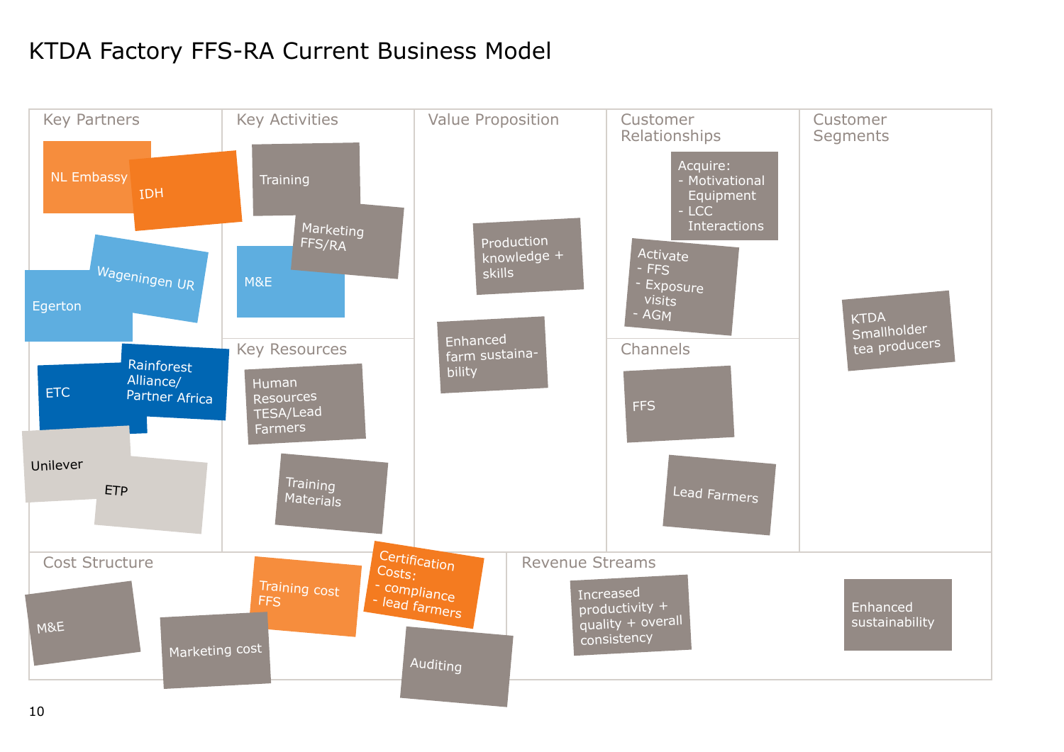# KTDA Factory FFS-RA Current Business Model

## Key Partners

- NL Embassy
- IDH
- Wageningen UR
- Egerton
- ETC
- Rainforest Alliance/ Partner Africa
- Unilever
- ETP

## Key Activities

- Training
- Marketing FFS/RA
- M&E

## Key Resources

- Human Resources TESA/Lead Farmers
- Training Materials

## Value Proposition

- Production knowledge + skills
- Enhanced farm sustainability

## Customer Relationships

- Acquire:
  - Motivational Equipment
  - LCC Interactions
- Activate
  - FFS
  - Exposure visits
  - AGM

## Channels

- FFS
- Lead Farmers

## Customer Segments

- KTDA Smallholder tea producers

## Cost Structure

- M&E
- Marketing cost
- Training cost FFS
- Certification Costs:
  - compliance
  - lead farmers
- Auditing

## Revenue Streams

- Increased productivity + quality + overall consistency
- Enhanced sustainability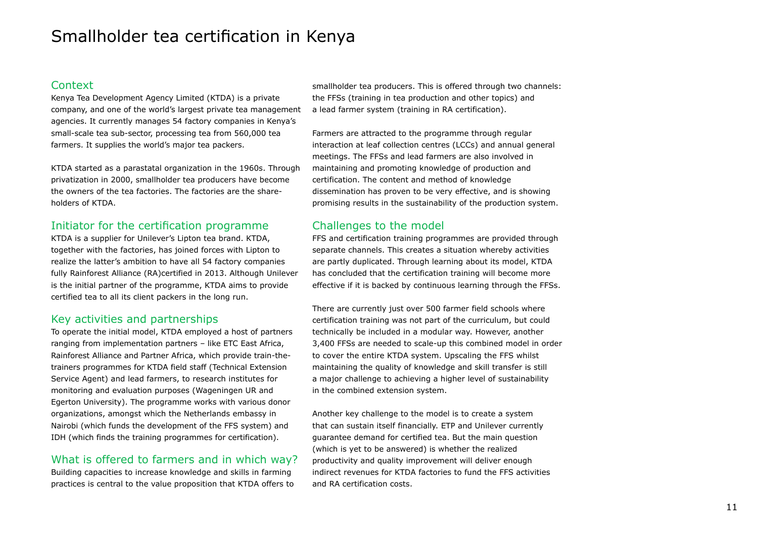# Smallholder tea certification in Kenya

## Context

Kenya Tea Development Agency Limited (KTDA) is a private company, and one of the world's largest private tea management agencies. It currently manages 54 factory companies in Kenya's small-scale tea sub-sector, processing tea from 560,000 tea farmers. It supplies the world's major tea packers.

KTDA started as a parastatal organization in the 1960s. Through privatization in 2000, smallholder tea producers have become the owners of the tea factories. The factories are the share-holders of KTDA.

## Initiator for the certification programme

KTDA is a supplier for Unilever's Lipton tea brand. KTDA, together with the factories, has joined forces with Lipton to realize the latter's ambition to have all 54 factory companies fully Rainforest Alliance (RA)certified in 2013. Although Unilever is the initial partner of the programme, KTDA aims to provide certified tea to all its client packers in the long run.

## Key activities and partnerships

To operate the initial model, KTDA employed a host of partners ranging from implementation partners – like ETC East Africa, Rainforest Alliance and Partner Africa, which provide train-the-trainers programmes for KTDA field staff (Technical Extension Service Agent) and lead farmers, to research institutes for monitoring and evaluation purposes (Wageningen UR and Egerton University). The programme works with various donor organizations, amongst which the Netherlands embassy in Nairobi (which funds the development of the FFS system) and IDH (which finds the training programmes for certification).

## What is offered to farmers and in which way?

Building capacities to increase knowledge and skills in farming practices is central to the value proposition that KTDA offers to smallholder tea producers. This is offered through two channels: the FFSs (training in tea production and other topics) and a lead farmer system (training in RA certification).

Farmers are attracted to the programme through regular interaction at leaf collection centres (LCCs) and annual general meetings. The FFSs and lead farmers are also involved in maintaining and promoting knowledge of production and certification. The content and method of knowledge dissemination has proven to be very effective, and is showing promising results in the sustainability of the production system.

## Challenges to the model

FFS and certification training programmes are provided through separate channels. This creates a situation whereby activities are partly duplicated. Through learning about its model, KTDA has concluded that the certification training will become more effective if it is backed by continuous learning through the FFSs.

There are currently just over 500 farmer field schools where certification training was not part of the curriculum, but could technically be included in a modular way. However, another 3,400 FFSs are needed to scale-up this combined model in order to cover the entire KTDA system. Upscaling the FFS whilst maintaining the quality of knowledge and skill transfer is still a major challenge to achieving a higher level of sustainability in the combined extension system.

Another key challenge to the model is to create a system that can sustain itself financially. ETP and Unilever currently guarantee demand for certified tea. But the main question (which is yet to be answered) is whether the realized productivity and quality improvement will deliver enough indirect revenues for KTDA factories to fund the FFS activities and RA certification costs.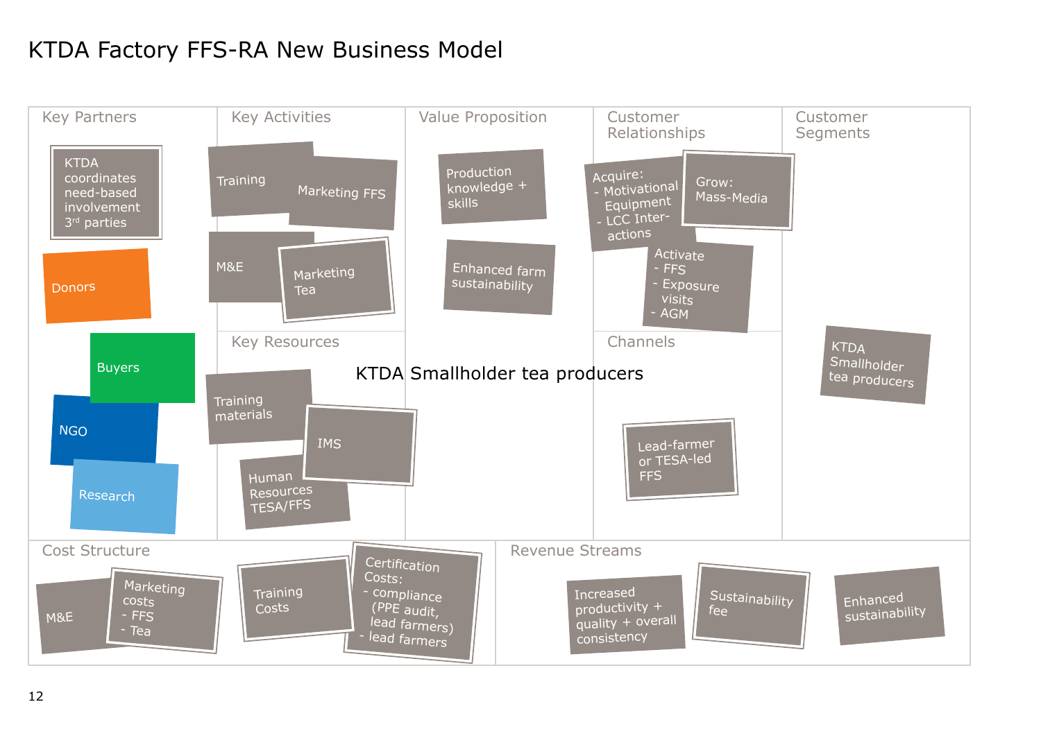# KTDA Factory FFS-RA New Business Model

## Key Partners

- KTDA coordinates need-based involvement 3rd parties
- Donors
- Buyers
- NGO
- Research

## Key Activities

- Training
- Marketing FFS
- M&E
- Marketing Tea

## Key Resources

- Training materials
- IMS
- Human Resources TESA/FFS

## Value Proposition

- Production knowledge + skills
- Enhanced farm sustainability

KTDA Smallholder tea producers

## Customer Relationships

- Acquire:
  - Motivational Equipment
  - LCC Inter-actions
- Grow: Mass-Media
- Activate
  - FFS
  - Exposure visits
  - AGM

## Channels

- Lead-farmer or TESA-led FFS

## Customer Segments

- KTDA Smallholder tea producers

## Cost Structure

- M&E
- Marketing costs
  - FFS
  - Tea
- Training Costs
- Certification Costs:
  - compliance (PPE audit, lead farmers)
  - lead farmers

## Revenue Streams

- Increased productivity + quality + overall consistency
- Sustainability fee
- Enhanced sustainability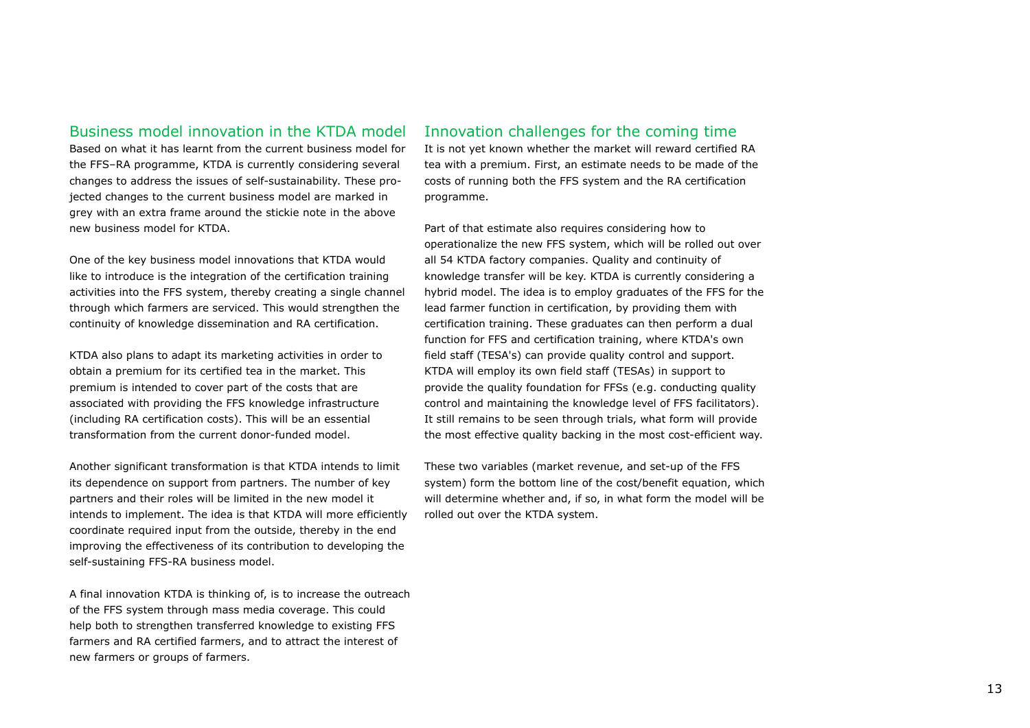## Business model innovation in the KTDA model

Based on what it has learnt from the current business model for the FFS–RA programme, KTDA is currently considering several changes to address the issues of self-sustainability. These projected changes to the current business model are marked in grey with an extra frame around the stickie note in the above new business model for KTDA.

One of the key business model innovations that KTDA would like to introduce is the integration of the certification training activities into the FFS system, thereby creating a single channel through which farmers are serviced. This would strengthen the continuity of knowledge dissemination and RA certification.

KTDA also plans to adapt its marketing activities in order to obtain a premium for its certified tea in the market. This premium is intended to cover part of the costs that are associated with providing the FFS knowledge infrastructure (including RA certification costs). This will be an essential transformation from the current donor-funded model.

Another significant transformation is that KTDA intends to limit its dependence on support from partners. The number of key partners and their roles will be limited in the new model it intends to implement. The idea is that KTDA will more efficiently coordinate required input from the outside, thereby in the end improving the effectiveness of its contribution to developing the self-sustaining FFS-RA business model.

A final innovation KTDA is thinking of, is to increase the outreach of the FFS system through mass media coverage. This could help both to strengthen transferred knowledge to existing FFS farmers and RA certified farmers, and to attract the interest of new farmers or groups of farmers.

## Innovation challenges for the coming time

It is not yet known whether the market will reward certified RA tea with a premium. First, an estimate needs to be made of the costs of running both the FFS system and the RA certification programme.

Part of that estimate also requires considering how to operationalize the new FFS system, which will be rolled out over all 54 KTDA factory companies. Quality and continuity of knowledge transfer will be key. KTDA is currently considering a hybrid model. The idea is to employ graduates of the FFS for the lead farmer function in certification, by providing them with certification training. These graduates can then perform a dual function for FFS and certification training, where KTDA's own field staff (TESA's) can provide quality control and support. KTDA will employ its own field staff (TESAs) in support to provide the quality foundation for FFSs (e.g. conducting quality control and maintaining the knowledge level of FFS facilitators). It still remains to be seen through trials, what form will provide the most effective quality backing in the most cost-efficient way.

These two variables (market revenue, and set-up of the FFS system) form the bottom line of the cost/benefit equation, which will determine whether and, if so, in what form the model will be rolled out over the KTDA system.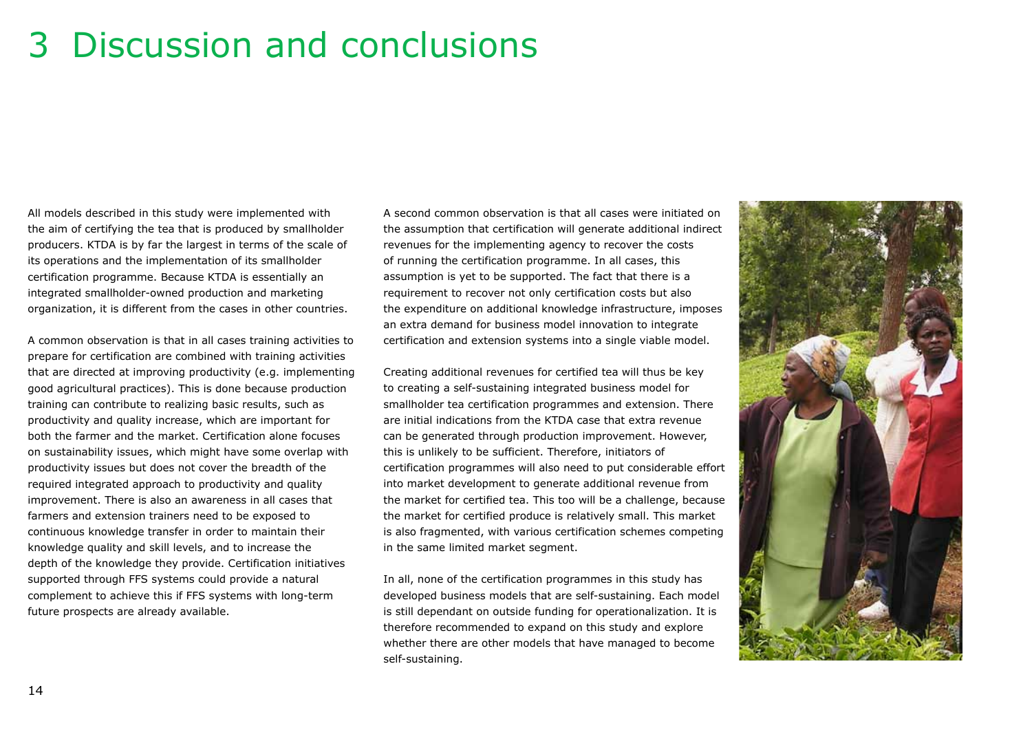# 3 Discussion and conclusions

All models described in this study were implemented with the aim of certifying the tea that is produced by smallholder producers. KTDA is by far the largest in terms of the scale of its operations and the implementation of its smallholder certification programme. Because KTDA is essentially an integrated smallholder-owned production and marketing organization, it is different from the cases in other countries.

A common observation is that in all cases training activities to prepare for certification are combined with training activities that are directed at improving productivity (e.g. implementing good agricultural practices). This is done because production training can contribute to realizing basic results, such as productivity and quality increase, which are important for both the farmer and the market. Certification alone focuses on sustainability issues, which might have some overlap with productivity issues but does not cover the breadth of the required integrated approach to productivity and quality improvement. There is also an awareness in all cases that farmers and extension trainers need to be exposed to continuous knowledge transfer in order to maintain their knowledge quality and skill levels, and to increase the depth of the knowledge they provide. Certification initiatives supported through FFS systems could provide a natural complement to achieve this if FFS systems with long-term future prospects are already available.

A second common observation is that all cases were initiated on the assumption that certification will generate additional indirect revenues for the implementing agency to recover the costs of running the certification programme. In all cases, this assumption is yet to be supported. The fact that there is a requirement to recover not only certification costs but also the expenditure on additional knowledge infrastructure, imposes an extra demand for business model innovation to integrate certification and extension systems into a single viable model.

Creating additional revenues for certified tea will thus be key to creating a self-sustaining integrated business model for smallholder tea certification programmes and extension. There are initial indications from the KTDA case that extra revenue can be generated through production improvement. However, this is unlikely to be sufficient. Therefore, initiators of certification programmes will also need to put considerable effort into market development to generate additional revenue from the market for certified tea. This too will be a challenge, because the market for certified produce is relatively small. This market is also fragmented, with various certification schemes competing in the same limited market segment.

In all, none of the certification programmes in this study has developed business models that are self-sustaining. Each model is still dependant on outside funding for operationalization. It is therefore recommended to expand on this study and explore whether there are other models that have managed to become self-sustaining.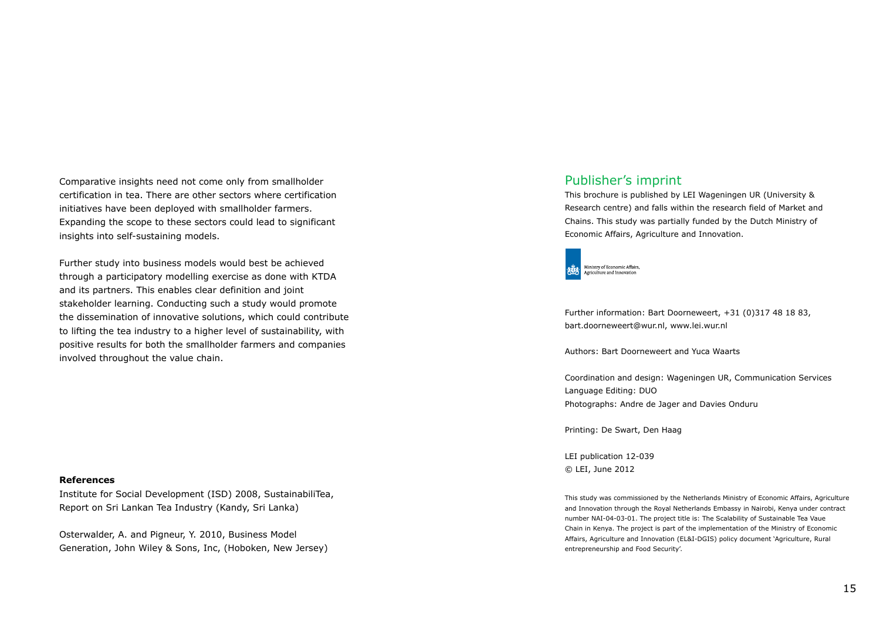Comparative insights need not come only from smallholder certification in tea. There are other sectors where certification initiatives have been deployed with smallholder farmers. Expanding the scope to these sectors could lead to significant insights into self-sustaining models.

Further study into business models would best be achieved through a participatory modelling exercise as done with KTDA and its partners. This enables clear definition and joint stakeholder learning. Conducting such a study would promote the dissemination of innovative solutions, which could contribute to lifting the tea industry to a higher level of sustainability, with positive results for both the smallholder farmers and companies involved throughout the value chain.

**References**

Institute for Social Development (ISD) 2008, SustainabiliTea, Report on Sri Lankan Tea Industry (Kandy, Sri Lanka)

Osterwalder, A. and Pigneur, Y. 2010, Business Model Generation, John Wiley & Sons, Inc, (Hoboken, New Jersey)

## Publisher's imprint

This brochure is published by LEI Wageningen UR (University & Research centre) and falls within the research field of Market and Chains. This study was partially funded by the Dutch Ministry of Economic Affairs, Agriculture and Innovation.

Ministry of Economic Affairs, Agriculture and Innovation

Further information: Bart Doorneweert, +31 (0)317 48 18 83, bart.doorneweert@wur.nl, www.lei.wur.nl

Authors: Bart Doorneweert and Yuca Waarts

Coordination and design: Wageningen UR, Communication Services
Language Editing: DUO
Photographs: Andre de Jager and Davies Onduru

Printing: De Swart, Den Haag

LEI publication 12-039
© LEI, June 2012

This study was commissioned by the Netherlands Ministry of Economic Affairs, Agriculture and Innovation through the Royal Netherlands Embassy in Nairobi, Kenya under contract number NAI-04-03-01. The project title is: The Scalability of Sustainable Tea Vaue Chain in Kenya. The project is part of the implementation of the Ministry of Economic Affairs, Agriculture and Innovation (EL&I-DGIS) policy document 'Agriculture, Rural entrepreneurship and Food Security'.